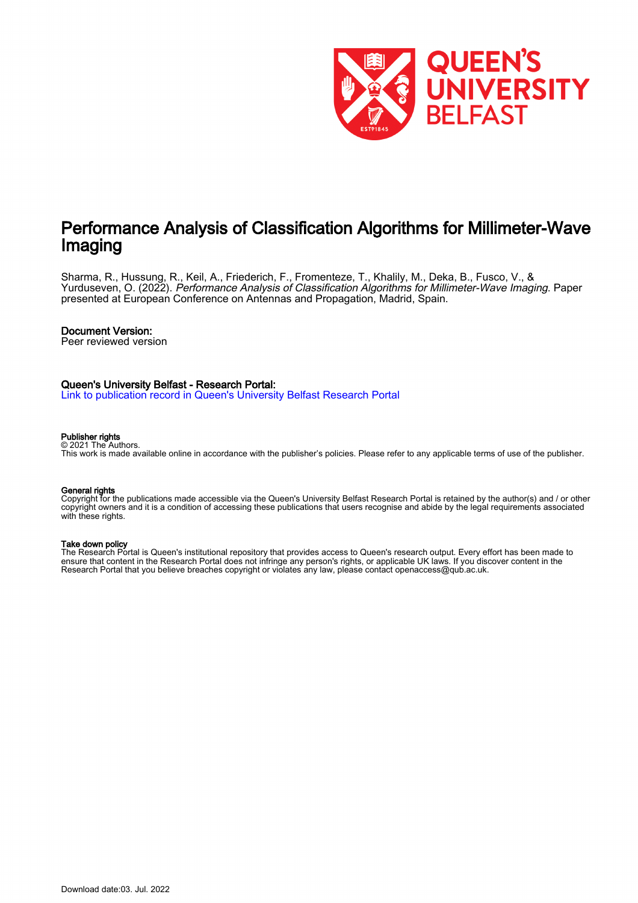# Performance Analysis of Classification Algorithms for Millimeter-Wave Imaging

Sharma, R., Hussung, R., Keil, A., Friederich, F., Fromenteze, T., Khalily, M., Deka, B., Fusco, V., & Yurduseven, O. (2022). *Performance Analysis of Classification Algorithms for Millimeter-Wave Imaging*. Paper presented at European Conference on Antennas and Propagation, Madrid, Spain.

**Document Version:**
Peer reviewed version

**Queen's University Belfast - Research Portal:**
Link to publication record in Queen's University Belfast Research Portal

**Publisher rights**
© 2021 The Authors.
This work is made available online in accordance with the publisher's policies. Please refer to any applicable terms of use of the publisher.

**General rights**
Copyright for the publications made accessible via the Queen's University Belfast Research Portal is retained by the author(s) and / or other copyright owners and it is a condition of accessing these publications that users recognise and abide by the legal requirements associated with these rights.

**Take down policy**
The Research Portal is Queen's institutional repository that provides access to Queen's research output. Every effort has been made to ensure that content in the Research Portal does not infringe any person's rights, or applicable UK laws. If you discover content in the Research Portal that you believe breaches copyright or violates any law, please contact openaccess@qub.ac.uk.

Download date:03. Jul. 2022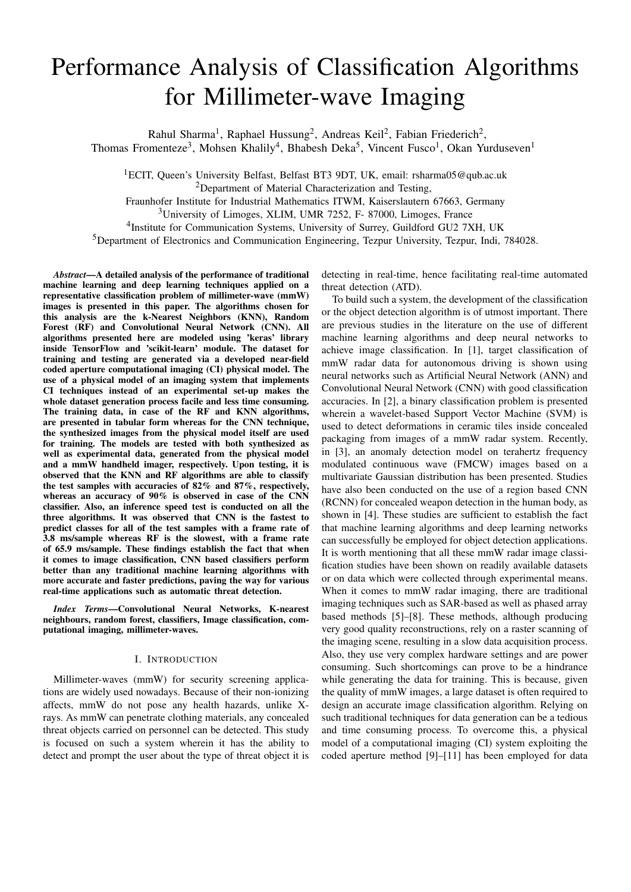# Performance Analysis of Classification Algorithms for Millimeter-wave Imaging

Rahul Sharma[1], Raphael Hussung[2], Andreas Keil[2], Fabian Friederich[2], Thomas Fromenteze[3], Mohsen Khalily[4], Bhabesh Deka[5], Vincent Fusco[1], Okan Yurduseven[1]

[1]ECIT, Queen's University Belfast, Belfast BT3 9DT, UK, email: rsharma05@qub.ac.uk
[2]Department of Material Characterization and Testing, Fraunhofer Institute for Industrial Mathematics ITWM, Kaiserslautern 67663, Germany
[3]University of Limoges, XLIM, UMR 7252, F- 87000, Limoges, France
[4]Institute for Communication Systems, University of Surrey, Guildford GU2 7XH, UK
[5]Department of Electronics and Communication Engineering, Tezpur University, Tezpur, Indi, 784028.

***Abstract*—A detailed analysis of the performance of traditional machine learning and deep learning techniques applied on a representative classification problem of millimeter-wave (mmW) images is presented in this paper. The algorithms chosen for this analysis are the k-Nearest Neighbors (KNN), Random Forest (RF) and Convolutional Neural Network (CNN). All algorithms presented here are modeled using 'keras' library inside TensorFlow and 'scikit-learn' module. The dataset for training and testing are generated via a developed near-field coded aperture computational imaging (CI) physical model. The use of a physical model of an imaging system that implements CI techniques instead of an experimental set-up makes the whole dataset generation process facile and less time consuming. The training data, in case of the RF and KNN algorithms, are presented in tabular form whereas for the CNN technique, the synthesized images from the physical model itself are used for training. The models are tested with both synthesized as well as experimental data, generated from the physical model and a mmW handheld imager, respectively. Upon testing, it is observed that the KNN and RF algorithms are able to classify the test samples with accuracies of 82% and 87%, respectively, whereas an accuracy of 90% is observed in case of the CNN classifier. Also, an inference speed test is conducted on all the three algorithms. It was observed that CNN is the fastest to predict classes for all of the test samples with a frame rate of 3.8 ms/sample whereas RF is the slowest, with a frame rate of 65.9 ms/sample. These findings establish the fact that when it comes to image classification, CNN based classifiers perform better than any traditional machine learning algorithms with more accurate and faster predictions, paving the way for various real-time applications such as automatic threat detection.**

***Index Terms*—Convolutional Neural Networks, K-nearest neighbours, random forest, classifiers, Image classification, computational imaging, millimeter-waves.**

## I. Introduction

Millimeter-waves (mmW) for security screening applications are widely used nowadays. Because of their non-ionizing affects, mmW do not pose any health hazards, unlike X-rays. As mmW can penetrate clothing materials, any concealed threat objects carried on personnel can be detected. This study is focused on such a system wherein it has the ability to detect and prompt the user about the type of threat object it is detecting in real-time, hence facilitating real-time automated threat detection (ATD).

To build such a system, the development of the classification or the object detection algorithm is of utmost important. There are previous studies in the literature on the use of different machine learning algorithms and deep neural networks to achieve image classification. In [1], target classification of mmW radar data for autonomous driving is shown using neural networks such as Artificial Neural Network (ANN) and Convolutional Neural Network (CNN) with good classification accuracies. In [2], a binary classification problem is presented wherein a wavelet-based Support Vector Machine (SVM) is used to detect deformations in ceramic tiles inside concealed packaging from images of a mmW radar system. Recently, in [3], an anomaly detection model on terahertz frequency modulated continuous wave (FMCW) images based on a multivariate Gaussian distribution has been presented. Studies have also been conducted on the use of a region based CNN (RCNN) for concealed weapon detection in the human body, as shown in [4]. These studies are sufficient to establish the fact that machine learning algorithms and deep learning networks can successfully be employed for object detection applications. It is worth mentioning that all these mmW radar image classification studies have been shown on readily available datasets or on data which were collected through experimental means. When it comes to mmW radar imaging, there are traditional imaging techniques such as SAR-based as well as phased array based methods [5]–[8]. These methods, although producing very good quality reconstructions, rely on a raster scanning of the imaging scene, resulting in a slow data acquisition process. Also, they use very complex hardware systems and are power consuming. Such shortcomings can prove to be a hindrance while generating the data for training. This is because, given the quality of mmW images, a large dataset is often required to design an accurate image classification algorithm. Relying on such traditional techniques for data generation can be a tedious and time consuming process. To overcome this, a physical model of a computational imaging (CI) system exploiting the coded aperture method [9]–[11] has been employed for data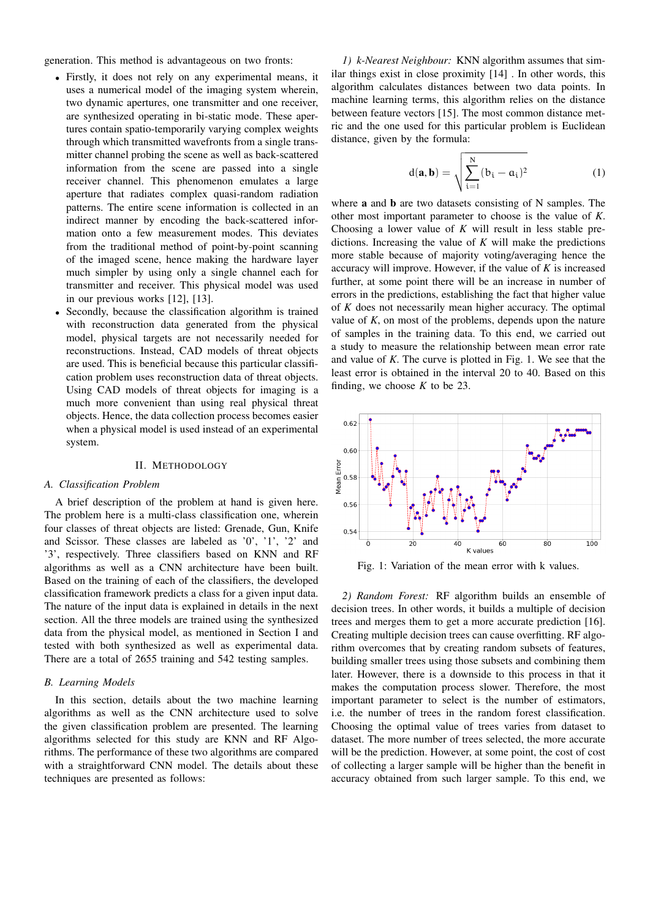generation. This method is advantageous on two fronts:

- Firstly, it does not rely on any experimental means, it uses a numerical model of the imaging system wherein, two dynamic apertures, one transmitter and one receiver, are synthesized operating in bi-static mode. These apertures contain spatio-temporarily varying complex weights through which transmitted wavefronts from a single transmitter channel probing the scene as well as back-scattered information from the scene are passed into a single receiver channel. This phenomenon emulates a large aperture that radiates complex quasi-random radiation patterns. The entire scene information is collected in an indirect manner by encoding the back-scattered information onto a few measurement modes. This deviates from the traditional method of point-by-point scanning of the imaged scene, hence making the hardware layer much simpler by using only a single channel each for transmitter and receiver. This physical model was used in our previous works [12], [13].
- Secondly, because the classification algorithm is trained with reconstruction data generated from the physical model, physical targets are not necessarily needed for reconstructions. Instead, CAD models of threat objects are used. This is beneficial because this particular classification problem uses reconstruction data of threat objects. Using CAD models of threat objects for imaging is a much more convenient than using real physical threat objects. Hence, the data collection process becomes easier when a physical model is used instead of an experimental system.

## II. Methodology

### A. Classification Problem

A brief description of the problem at hand is given here. The problem here is a multi-class classification one, wherein four classes of threat objects are listed: Grenade, Gun, Knife and Scissor. These classes are labeled as '0', '1', '2' and '3', respectively. Three classifiers based on KNN and RF algorithms as well as a CNN architecture have been built. Based on the training of each of the classifiers, the developed classification framework predicts a class for a given input data. The nature of the input data is explained in details in the next section. All the three models are trained using the synthesized data from the physical model, as mentioned in Section I and tested with both synthesized as well as experimental data. There are a total of 2655 training and 542 testing samples.

### B. Learning Models

In this section, details about the two machine learning algorithms as well as the CNN architecture used to solve the given classification problem are presented. The learning algorithms selected for this study are KNN and RF Algorithms. The performance of these two algorithms are compared with a straightforward CNN model. The details about these techniques are presented as follows:

*1) k-Nearest Neighbour:* KNN algorithm assumes that similar things exist in close proximity [14] . In other words, this algorithm calculates distances between two data points. In machine learning terms, this algorithm relies on the distance between feature vectors [15]. The most common distance metric and the one used for this particular problem is Euclidean distance, given by the formula:

$$d(\mathbf{a}, \mathbf{b}) = \sqrt{\sum_{i=1}^{N} (b_i - a_i)^2} \tag{1}$$

where **a** and **b** are two datasets consisting of N samples. The other most important parameter to choose is the value of *K*. Choosing a lower value of *K* will result in less stable predictions. Increasing the value of *K* will make the predictions more stable because of majority voting/averaging hence the accuracy will improve. However, if the value of *K* is increased further, at some point there will be an increase in number of errors in the predictions, establishing the fact that higher value of *K* does not necessarily mean higher accuracy. The optimal value of *K*, on most of the problems, depends upon the nature of samples in the training data. To this end, we carried out a study to measure the relationship between mean error rate and value of *K*. The curve is plotted in Fig. 1. We see that the least error is obtained in the interval 20 to 40. Based on this finding, we choose *K* to be 23.

Fig. 1: Variation of the mean error with k values.

*2) Random Forest:* RF algorithm builds an ensemble of decision trees. In other words, it builds a multiple of decision trees and merges them to get a more accurate prediction [16]. Creating multiple decision trees can cause overfitting. RF algorithm overcomes that by creating random subsets of features, building smaller trees using those subsets and combining them later. However, there is a downside to this process in that it makes the computation process slower. Therefore, the most important parameter to select is the number of estimators, i.e. the number of trees in the random forest classification. Choosing the optimal value of trees varies from dataset to dataset. The more number of trees selected, the more accurate will be the prediction. However, at some point, the cost of cost of collecting a larger sample will be higher than the benefit in accuracy obtained from such larger sample. To this end, we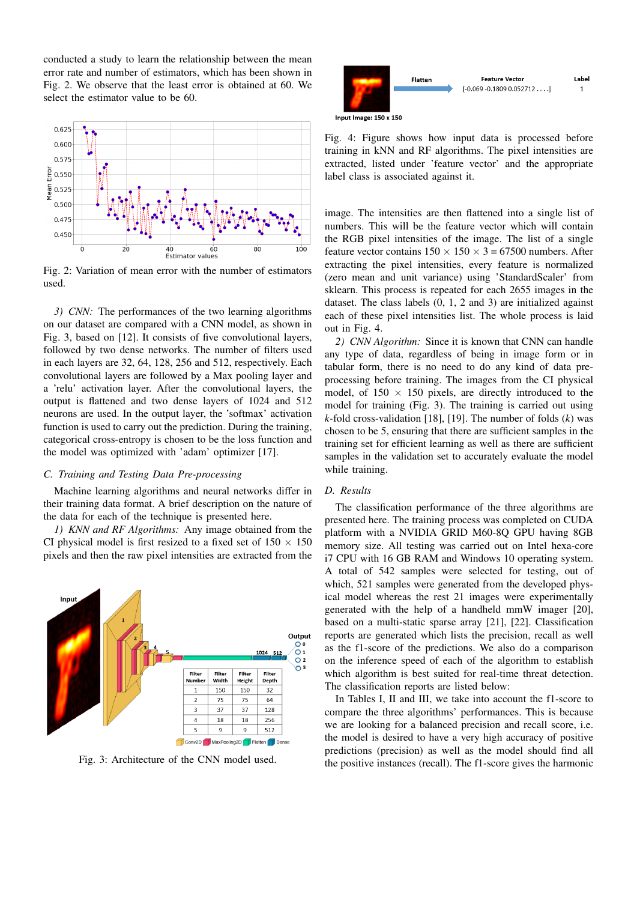conducted a study to learn the relationship between the mean error rate and number of estimators, which has been shown in Fig. 2. We observe that the least error is obtained at 60. We select the estimator value to be 60.

Fig. 2: Variation of mean error with the number of estimators used.

*3) CNN:* The performances of the two learning algorithms on our dataset are compared with a CNN model, as shown in Fig. 3, based on [12]. It consists of five convolutional layers, followed by two dense networks. The number of filters used in each layers are 32, 64, 128, 256 and 512, respectively. Each convolutional layers are followed by a Max pooling layer and a 'relu' activation layer. After the convolutional layers, the output is flattened and two dense layers of 1024 and 512 neurons are used. In the output layer, the 'softmax' activation function is used to carry out the prediction. During the training, categorical cross-entropy is chosen to be the loss function and the model was optimized with 'adam' optimizer [17].

### C. Training and Testing Data Pre-processing

Machine learning algorithms and neural networks differ in their training data format. A brief description on the nature of the data for each of the technique is presented here.

*1) KNN and RF Algorithms:* Any image obtained from the CI physical model is first resized to a fixed set of 150 $\times$ 150 pixels and then the raw pixel intensities are extracted from the image. The intensities are then flattened into a single list of numbers. This will be the feature vector which will contain the RGB pixel intensities of the image. The list of a single feature vector contains 150 $\times$ 150 $\times$ 3 = 67500 numbers. After extracting the pixel intensities, every feature is normalized (zero mean and unit variance) using 'StandardScaler' from sklearn. This process is repeated for each 2655 images in the dataset. The class labels (0, 1, 2 and 3) are initialized against each of these pixel intensities list. The whole process is laid out in Fig. 4.

| Filter Number | Filter Width | Filter Height | Filter Depth |
|---|---|---|---|
| 1 | 150 | 150 | 32 |
| 2 | 75 | 75 | 64 |
| 3 | 37 | 37 | 128 |
| 4 | 18 | 18 | 256 |
| 5 | 9 | 9 | 512 |

Fig. 3: Architecture of the CNN model used.

Fig. 4: Figure shows how input data is processed before training in kNN and RF algorithms. The pixel intensities are extracted, listed under 'feature vector' and the appropriate label class is associated against it.

*2) CNN Algorithm:* Since it is known that CNN can handle any type of data, regardless of being in image form or in tabular form, there is no need to do any kind of data pre-processing before training. The images from the CI physical model, of 150 $\times$ 150 pixels, are directly introduced to the model for training (Fig. 3). The training is carried out using $k$-fold cross-validation [18], [19]. The number of folds ($k$) was chosen to be 5, ensuring that there are sufficient samples in the training set for efficient learning as well as there are sufficient samples in the validation set to accurately evaluate the model while training.

### D. Results

The classification performance of the three algorithms are presented here. The training process was completed on CUDA platform with a NVIDIA GRID M60-8Q GPU having 8GB memory size. All testing was carried out on Intel hexa-core i7 CPU with 16 GB RAM and Windows 10 operating system. A total of 542 samples were selected for testing, out of which, 521 samples were generated from the developed physical model whereas the rest 21 images were experimentally generated with the help of a handheld mmW imager [20], based on a multi-static sparse array [21], [22]. Classification reports are generated which lists the precision, recall as well as the f1-score of the predictions. We also do a comparison on the inference speed of each of the algorithm to establish which algorithm is best suited for real-time threat detection. The classification reports are listed below:

In Tables I, II and III, we take into account the f1-score to compare the three algorithms' performances. This is because we are looking for a balanced precision and recall score, i.e. the model is desired to have a very high accuracy of positive predictions (precision) as well as the model should find all the positive instances (recall). The f1-score gives the harmonic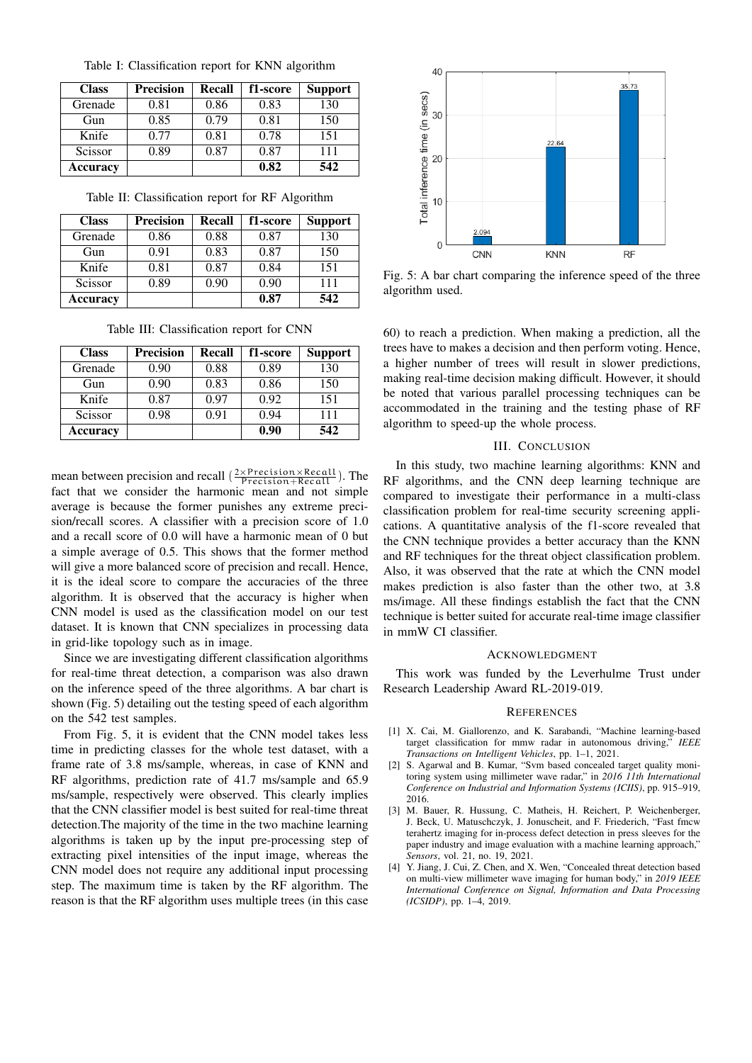Table I: Classification report for KNN algorithm

| Class | Precision | Recall | f1-score | Support |
|---|---|---|---|---|
| Grenade | 0.81 | 0.86 | 0.83 | 130 |
| Gun | 0.85 | 0.79 | 0.81 | 150 |
| Knife | 0.77 | 0.81 | 0.78 | 151 |
| Scissor | 0.89 | 0.87 | 0.87 | 111 |
| **Accuracy** | | | **0.82** | **542** |

Table II: Classification report for RF Algorithm

| Class | Precision | Recall | f1-score | Support |
|---|---|---|---|---|
| Grenade | 0.86 | 0.88 | 0.87 | 130 |
| Gun | 0.91 | 0.83 | 0.87 | 150 |
| Knife | 0.81 | 0.87 | 0.84 | 151 |
| Scissor | 0.89 | 0.90 | 0.90 | 111 |
| **Accuracy** | | | **0.87** | **542** |

Table III: Classification report for CNN

| Class | Precision | Recall | f1-score | Support |
|---|---|---|---|---|
| Grenade | 0.90 | 0.88 | 0.89 | 130 |
| Gun | 0.90 | 0.83 | 0.86 | 150 |
| Knife | 0.87 | 0.97 | 0.92 | 151 |
| Scissor | 0.98 | 0.91 | 0.94 | 111 |
| **Accuracy** | | | **0.90** | **542** |

mean between precision and recall ($\frac{2\times\text{Precision}\times\text{Recall}}{\text{Precision}+\text{Recall}}$). The fact that we consider the harmonic mean and not simple average is because the former punishes any extreme precision/recall scores. A classifier with a precision score of 1.0 and a recall score of 0.0 will have a harmonic mean of 0 but a simple average of 0.5. This shows that the former method will give a more balanced score of precision and recall. Hence, it is the ideal score to compare the accuracies of the three algorithm. It is observed that the accuracy is higher when CNN model is used as the classification model on our test dataset. It is known that CNN specializes in processing data in grid-like topology such as in image.

Since we are investigating different classification algorithms for real-time threat detection, a comparison was also drawn on the inference speed of the three algorithms. A bar chart is shown (Fig. 5) detailing out the testing speed of each algorithm on the 542 test samples.

From Fig. 5, it is evident that the CNN model takes less time in predicting classes for the whole test dataset, with a frame rate of 3.8 ms/sample, whereas, in case of KNN and RF algorithms, prediction rate of 41.7 ms/sample and 65.9 ms/sample, respectively were observed. This clearly implies that the CNN classifier model is best suited for real-time threat detection.The majority of the time in the two machine learning algorithms is taken up by the input pre-processing step of extracting pixel intensities of the input image, whereas the CNN model does not require any additional input processing step. The maximum time is taken by the RF algorithm. The reason is that the RF algorithm uses multiple trees (in this case 60) to reach a prediction. When making a prediction, all the trees have to makes a decision and then perform voting. Hence, a higher number of trees will result in slower predictions, making real-time decision making difficult. However, it should be noted that various parallel processing techniques can be accommodated in the training and the testing phase of RF algorithm to speed-up the whole process.

Fig. 5: A bar chart comparing the inference speed of the three algorithm used.

## III. Conclusion

In this study, two machine learning algorithms: KNN and RF algorithms, and the CNN deep learning technique are compared to investigate their performance in a multi-class classification problem for real-time security screening applications. A quantitative analysis of the f1-score revealed that the CNN technique provides a better accuracy than the KNN and RF techniques for the threat object classification problem. Also, it was observed that the rate at which the CNN model makes prediction is also faster than the other two, at 3.8 ms/image. All these findings establish the fact that the CNN technique is better suited for accurate real-time image classifier in mmW CI classifier.

## Acknowledgment

This work was funded by the Leverhulme Trust under Research Leadership Award RL-2019-019.

## References

[1] X. Cai, M. Giallorenzo, and K. Sarabandi, "Machine learning-based target classification for mmw radar in autonomous driving," *IEEE Transactions on Intelligent Vehicles*, pp. 1–1, 2021.

[2] S. Agarwal and B. Kumar, "Svm based concealed target quality monitoring system using millimeter wave radar," in *2016 11th International Conference on Industrial and Information Systems (ICIIS)*, pp. 915–919, 2016.

[3] M. Bauer, R. Hussung, C. Matheis, H. Reichert, P. Weichenberger, J. Beck, U. Matuschczyk, J. Jonuscheit, and F. Friederich, "Fast fmcw terahertz imaging for in-process defect detection in press sleeves for the paper industry and image evaluation with a machine learning approach," *Sensors*, vol. 21, no. 19, 2021.

[4] Y. Jiang, J. Cui, Z. Chen, and X. Wen, "Concealed threat detection based on multi-view millimeter wave imaging for human body," in *2019 IEEE International Conference on Signal, Information and Data Processing (ICSIDP)*, pp. 1–4, 2019.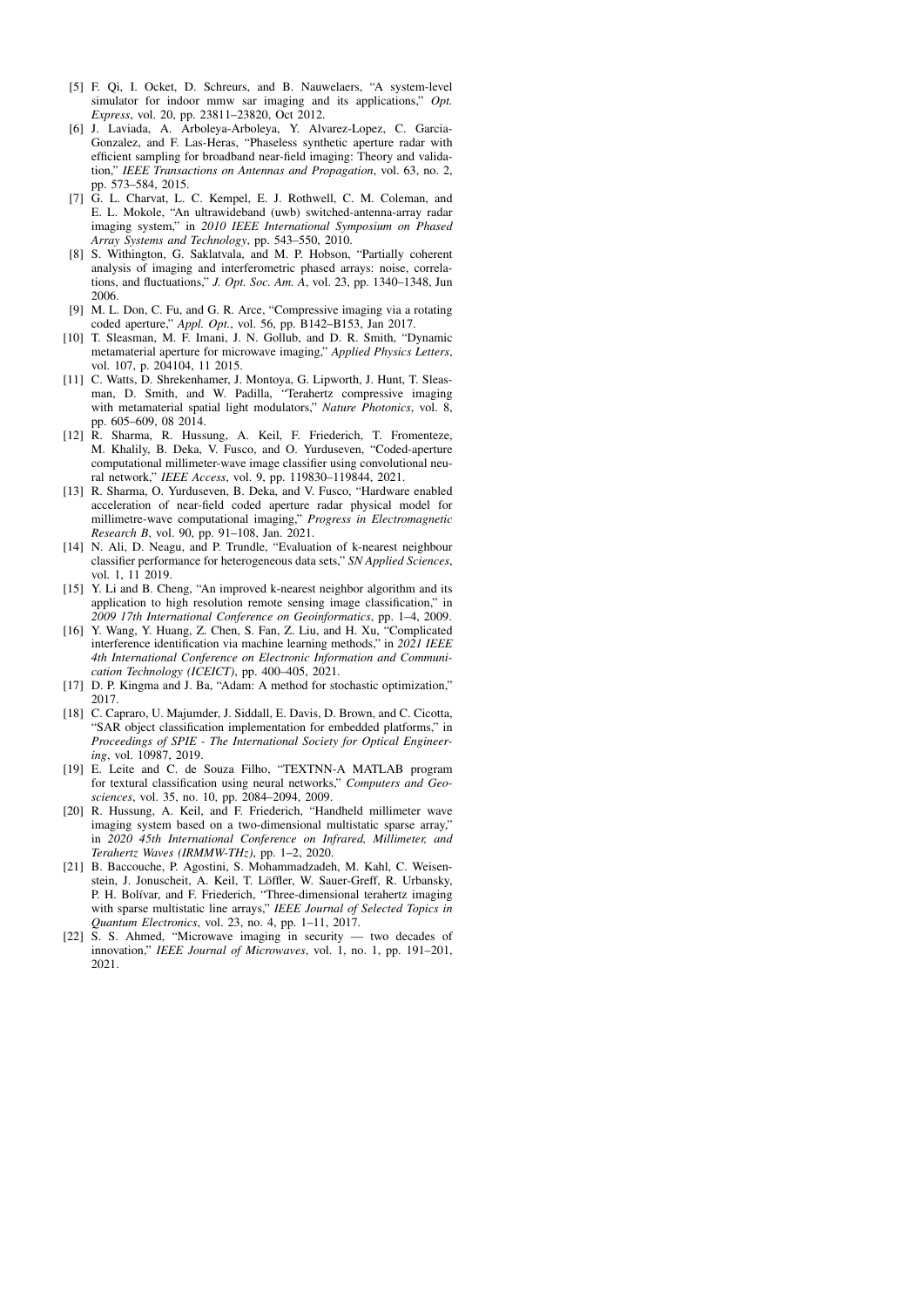[5] F. Qi, I. Ocket, D. Schreurs, and B. Nauwelaers, "A system-level simulator for indoor mmw sar imaging and its applications," *Opt. Express*, vol. 20, pp. 23811–23820, Oct 2012.

[6] J. Laviada, A. Arboleya-Arboleya, Y. Alvarez-Lopez, C. Garcia-Gonzalez, and F. Las-Heras, "Phaseless synthetic aperture radar with efficient sampling for broadband near-field imaging: Theory and validation," *IEEE Transactions on Antennas and Propagation*, vol. 63, no. 2, pp. 573–584, 2015.

[7] G. L. Charvat, L. C. Kempel, E. J. Rothwell, C. M. Coleman, and E. L. Mokole, "An ultrawideband (uwb) switched-antenna-array radar imaging system," in *2010 IEEE International Symposium on Phased Array Systems and Technology*, pp. 543–550, 2010.

[8] S. Withington, G. Saklatvala, and M. P. Hobson, "Partially coherent analysis of imaging and interferometric phased arrays: noise, correlations, and fluctuations," *J. Opt. Soc. Am. A*, vol. 23, pp. 1340–1348, Jun 2006.

[9] M. L. Don, C. Fu, and G. R. Arce, "Compressive imaging via a rotating coded aperture," *Appl. Opt.*, vol. 56, pp. B142–B153, Jan 2017.

[10] T. Sleasman, M. F. Imani, J. N. Gollub, and D. R. Smith, "Dynamic metamaterial aperture for microwave imaging," *Applied Physics Letters*, vol. 107, p. 204104, 11 2015.

[11] C. Watts, D. Shrekenhamer, J. Montoya, G. Lipworth, J. Hunt, T. Sleasman, D. Smith, and W. Padilla, "Terahertz compressive imaging with metamaterial spatial light modulators," *Nature Photonics*, vol. 8, pp. 605–609, 08 2014.

[12] R. Sharma, R. Hussung, A. Keil, F. Friederich, T. Fromenteze, M. Khalily, B. Deka, V. Fusco, and O. Yurduseven, "Coded-aperture computational millimeter-wave image classifier using convolutional neural network," *IEEE Access*, vol. 9, pp. 119830–119844, 2021.

[13] R. Sharma, O. Yurduseven, B. Deka, and V. Fusco, "Hardware enabled acceleration of near-field coded aperture radar physical model for millimetre-wave computational imaging," *Progress in Electromagnetic Research B*, vol. 90, pp. 91–108, Jan. 2021.

[14] N. Ali, D. Neagu, and P. Trundle, "Evaluation of k-nearest neighbour classifier performance for heterogeneous data sets," *SN Applied Sciences*, vol. 1, 11 2019.

[15] Y. Li and B. Cheng, "An improved k-nearest neighbor algorithm and its application to high resolution remote sensing image classification," in *2009 17th International Conference on Geoinformatics*, pp. 1–4, 2009.

[16] Y. Wang, Y. Huang, Z. Chen, S. Fan, Z. Liu, and H. Xu, "Complicated interference identification via machine learning methods," in *2021 IEEE 4th International Conference on Electronic Information and Communication Technology (ICEICT)*, pp. 400–405, 2021.

[17] D. P. Kingma and J. Ba, "Adam: A method for stochastic optimization," 2017.

[18] C. Capraro, U. Majumder, J. Siddall, E. Davis, D. Brown, and C. Cicotta, "SAR object classification implementation for embedded platforms," in *Proceedings of SPIE - The International Society for Optical Engineering*, vol. 10987, 2019.

[19] E. Leite and C. de Souza Filho, "TEXTNN-A MATLAB program for textural classification using neural networks," *Computers and Geosciences*, vol. 35, no. 10, pp. 2084–2094, 2009.

[20] R. Hussung, A. Keil, and F. Friederich, "Handheld millimeter wave imaging system based on a two-dimensional multistatic sparse array," in *2020 45th International Conference on Infrared, Millimeter, and Terahertz Waves (IRMMW-THz)*, pp. 1–2, 2020.

[21] B. Baccouche, P. Agostini, S. Mohammadzadeh, M. Kahl, C. Weisenstein, J. Jonuscheit, A. Keil, T. Löffler, W. Sauer-Greff, R. Urbansky, P. H. Bolívar, and F. Friederich, "Three-dimensional terahertz imaging with sparse multistatic line arrays," *IEEE Journal of Selected Topics in Quantum Electronics*, vol. 23, no. 4, pp. 1–11, 2017.

[22] S. S. Ahmed, "Microwave imaging in security — two decades of innovation," *IEEE Journal of Microwaves*, vol. 1, no. 1, pp. 191–201, 2021.